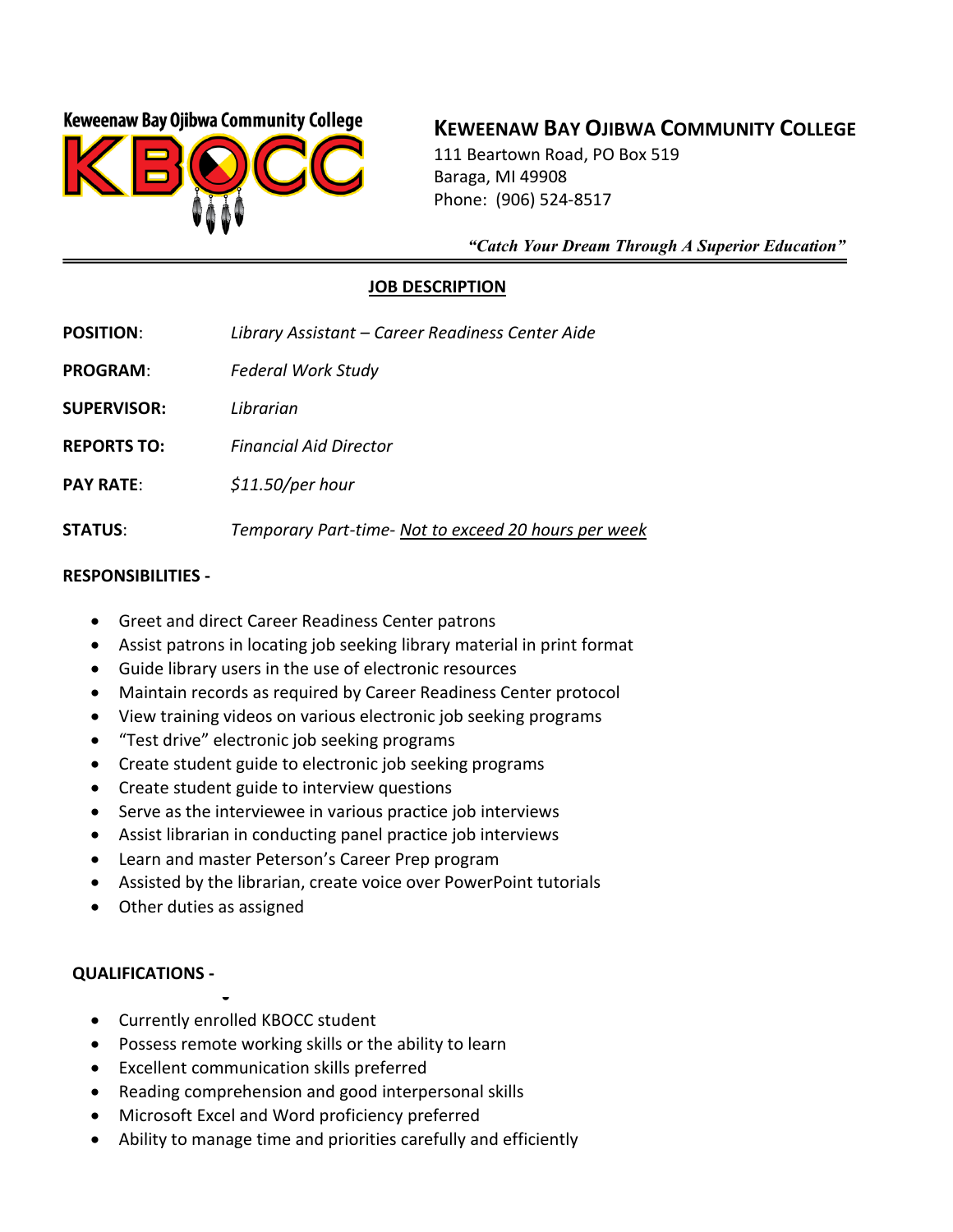Keweenaw Bay Ojibwa Community College

# KEWEENAW BAY OJIBWA COMMUNITY COLLEGE

111 Beartown Road, PO Box 519
Baraga, MI 49908
Phone: (906) 524-8517

***"Catch Your Dream Through A Superior Education"***

## JOB DESCRIPTION

**POSITION**: *Library Assistant – Career Readiness Center Aide*

**PROGRAM**: *Federal Work Study*

**SUPERVISOR:** *Librarian*

**REPORTS TO:** *Financial Aid Director*

**PAY RATE**: *$11.50/per hour*

**STATUS**: *Temporary Part-time- Not to exceed 20 hours per week*

**RESPONSIBILITIES -**

- Greet and direct Career Readiness Center patrons
- Assist patrons in locating job seeking library material in print format
- Guide library users in the use of electronic resources
- Maintain records as required by Career Readiness Center protocol
- View training videos on various electronic job seeking programs
- "Test drive" electronic job seeking programs
- Create student guide to electronic job seeking programs
- Create student guide to interview questions
- Serve as the interviewee in various practice job interviews
- Assist librarian in conducting panel practice job interviews
- Learn and master Peterson's Career Prep program
- Assisted by the librarian, create voice over PowerPoint tutorials
- Other duties as assigned

**QUALIFICATIONS -**

- Currently enrolled KBOCC student
- Possess remote working skills or the ability to learn
- Excellent communication skills preferred
- Reading comprehension and good interpersonal skills
- Microsoft Excel and Word proficiency preferred
- Ability to manage time and priorities carefully and efficiently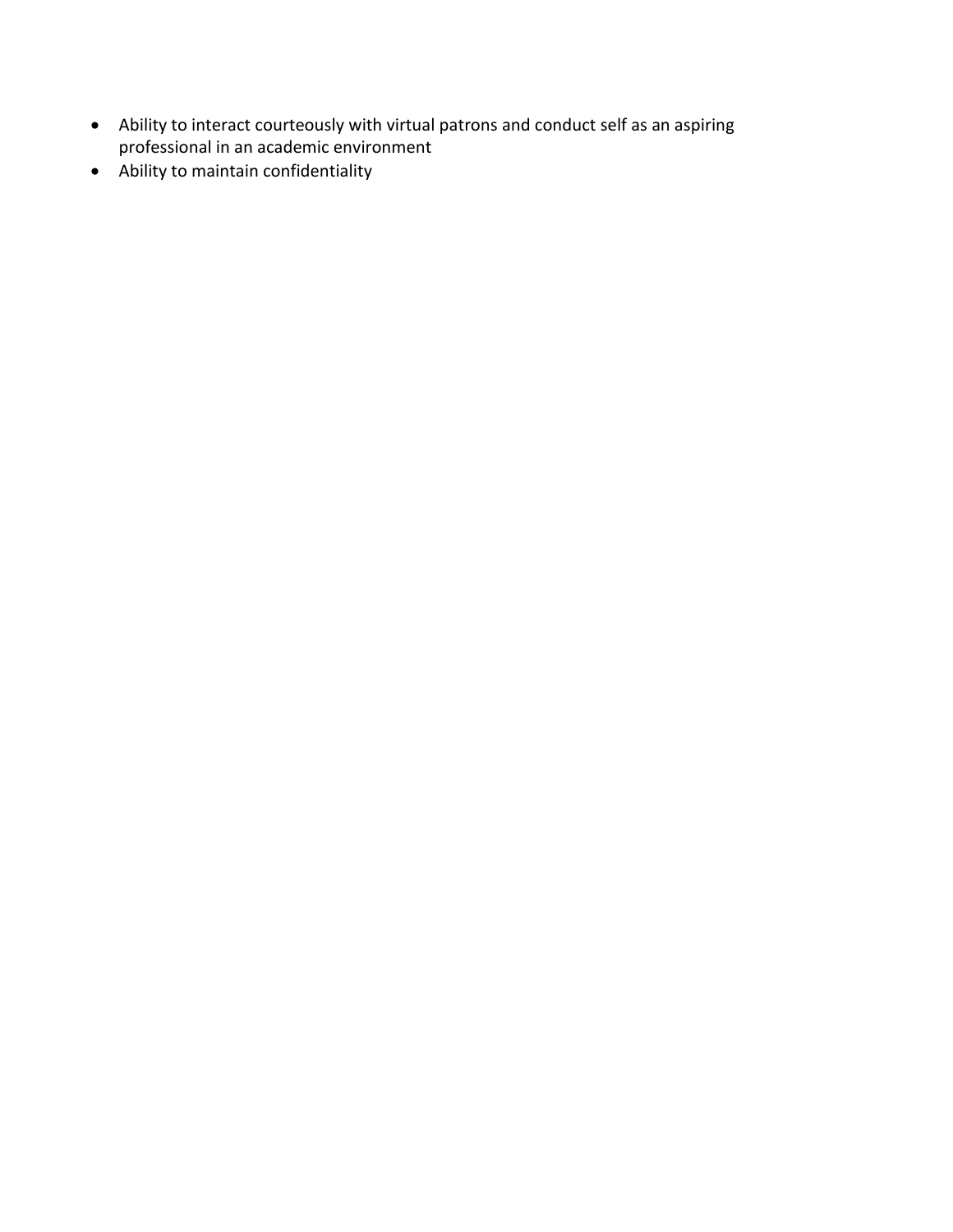- Ability to interact courteously with virtual patrons and conduct self as an aspiring professional in an academic environment
- Ability to maintain confidentiality